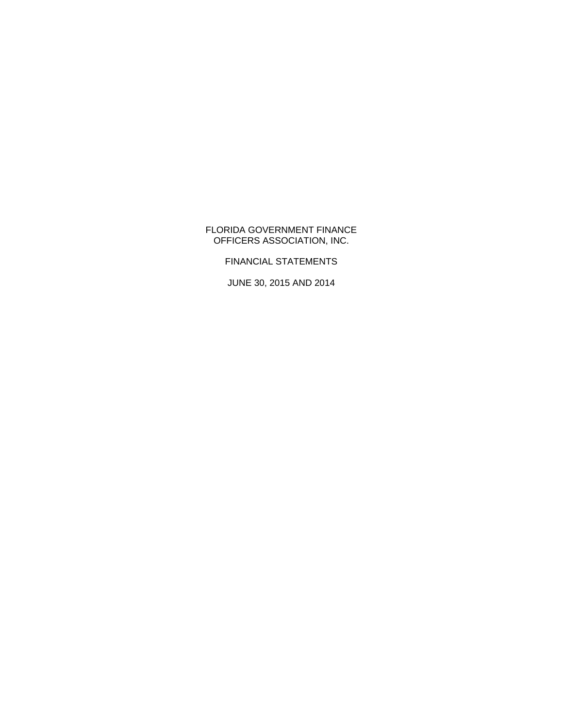# FLORIDA GOVERNMENT FINANCE OFFICERS ASSOCIATION, INC.

## FINANCIAL STATEMENTS

## JUNE 30, 2015 AND 2014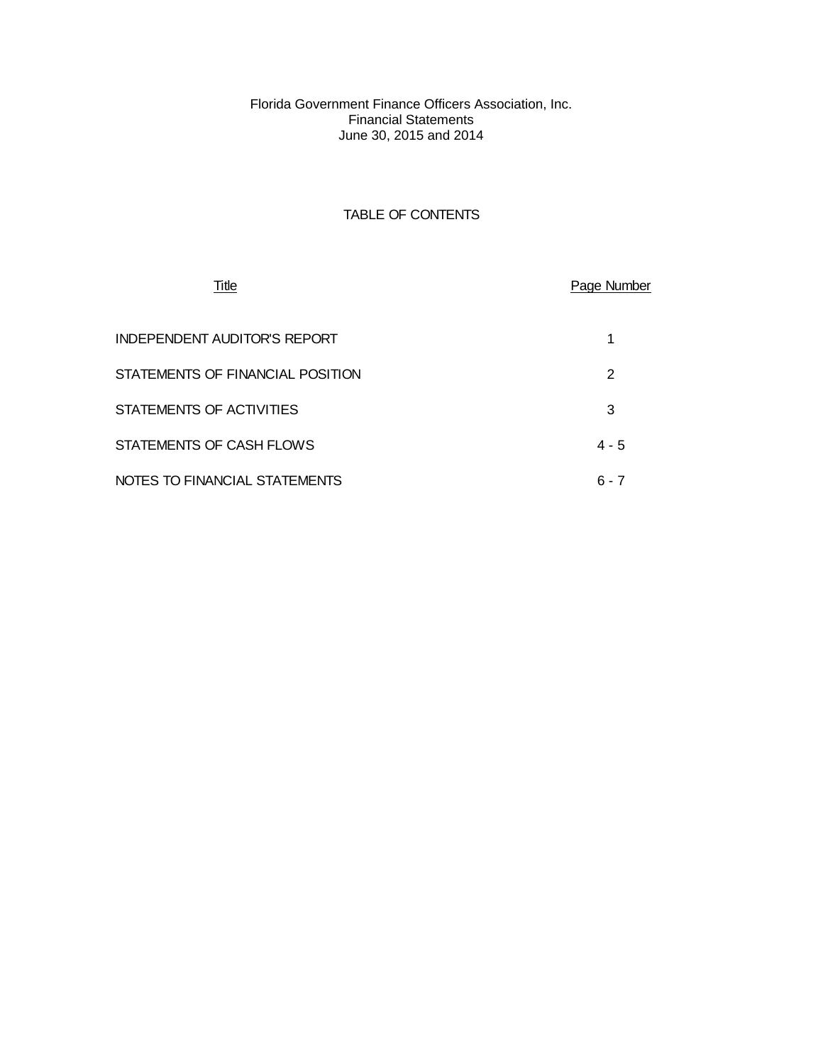Florida Government Finance Officers Association, Inc.
Financial Statements
June 30, 2015 and 2014

TABLE OF CONTENTS

| Title | Page Number |
| --- | --- |
| INDEPENDENT AUDITOR'S REPORT | 1 |
| STATEMENTS OF FINANCIAL POSITION | 2 |
| STATEMENTS OF ACTIVITIES | 3 |
| STATEMENTS OF CASH FLOWS | 4 - 5 |
| NOTES TO FINANCIAL STATEMENTS | 6 - 7 |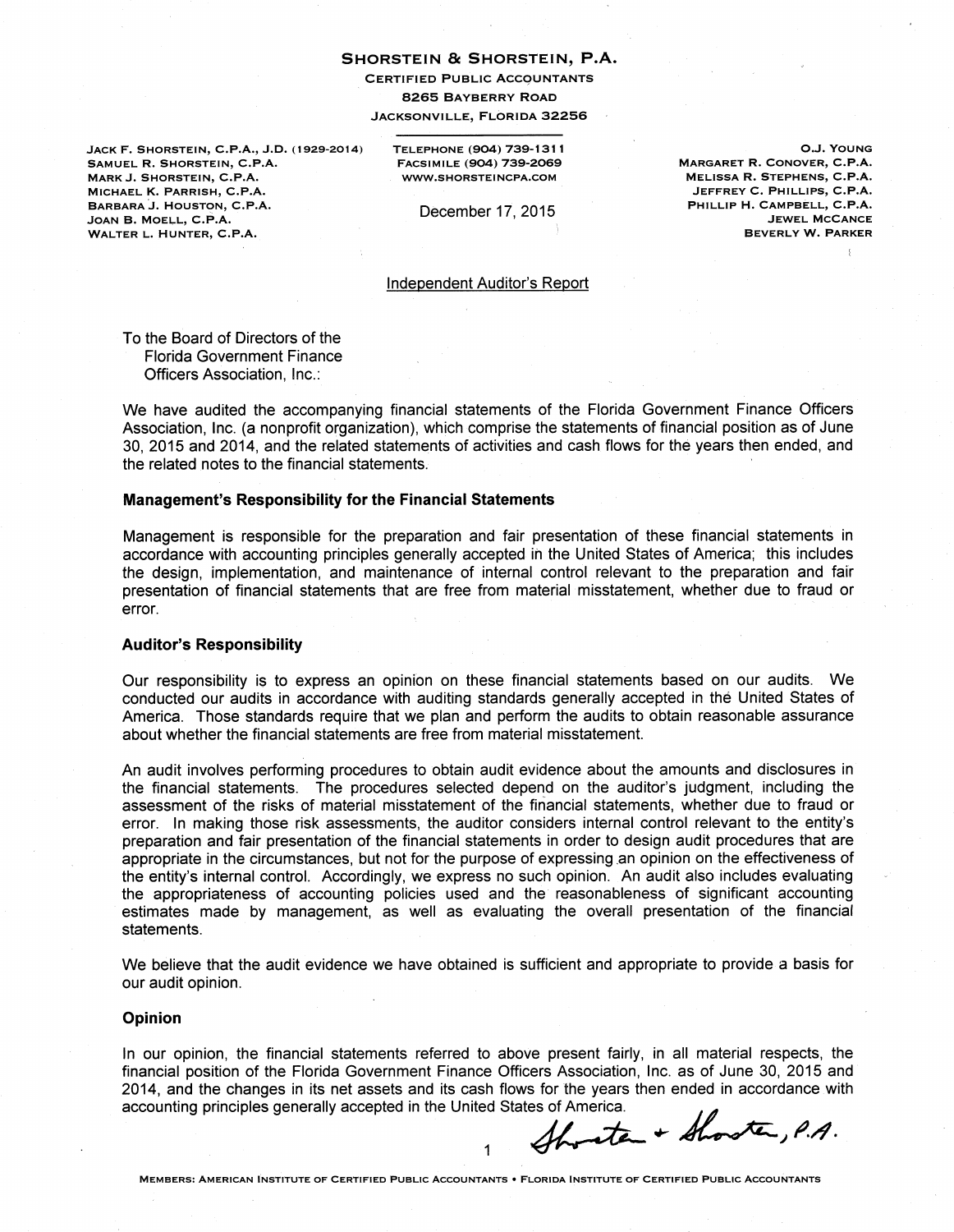**SHORSTEIN & SHORSTEIN, P.A.**
CERTIFIED PUBLIC ACCOUNTANTS
8265 BAYBERRY ROAD
JACKSONVILLE, FLORIDA 32256

JACK F. SHORSTEIN, C.P.A., J.D. (1929-2014)
SAMUEL R. SHORSTEIN, C.P.A.
MARK J. SHORSTEIN, C.P.A.
MICHAEL K. PARRISH, C.P.A.
BARBARA J. HOUSTON, C.P.A.
JOAN B. MOELL, C.P.A.
WALTER L. HUNTER, C.P.A.

TELEPHONE (904) 739-1311
FACSIMILE (904) 739-2069
WWW.SHORSTEINCPA.COM

O.J. YOUNG
MARGARET R. CONOVER, C.P.A.
MELISSA R. STEPHENS, C.P.A.
JEFFREY C. PHILLIPS, C.P.A.
PHILLIP H. CAMPBELL, C.P.A.
JEWEL MCCANCE
BEVERLY W. PARKER

December 17, 2015

Independent Auditor's Report

To the Board of Directors of the
Florida Government Finance
Officers Association, Inc.:

We have audited the accompanying financial statements of the Florida Government Finance Officers Association, Inc. (a nonprofit organization), which comprise the statements of financial position as of June 30, 2015 and 2014, and the related statements of activities and cash flows for the years then ended, and the related notes to the financial statements.

**Management's Responsibility for the Financial Statements**

Management is responsible for the preparation and fair presentation of these financial statements in accordance with accounting principles generally accepted in the United States of America; this includes the design, implementation, and maintenance of internal control relevant to the preparation and fair presentation of financial statements that are free from material misstatement, whether due to fraud or error.

**Auditor's Responsibility**

Our responsibility is to express an opinion on these financial statements based on our audits. We conducted our audits in accordance with auditing standards generally accepted in the United States of America. Those standards require that we plan and perform the audits to obtain reasonable assurance about whether the financial statements are free from material misstatement.

An audit involves performing procedures to obtain audit evidence about the amounts and disclosures in the financial statements. The procedures selected depend on the auditor's judgment, including the assessment of the risks of material misstatement of the financial statements, whether due to fraud or error. In making those risk assessments, the auditor considers internal control relevant to the entity's preparation and fair presentation of the financial statements in order to design audit procedures that are appropriate in the circumstances, but not for the purpose of expressing an opinion on the effectiveness of the entity's internal control. Accordingly, we express no such opinion. An audit also includes evaluating the appropriateness of accounting policies used and the reasonableness of significant accounting estimates made by management, as well as evaluating the overall presentation of the financial statements.

We believe that the audit evidence we have obtained is sufficient and appropriate to provide a basis for our audit opinion.

**Opinion**

In our opinion, the financial statements referred to above present fairly, in all material respects, the financial position of the Florida Government Finance Officers Association, Inc. as of June 30, 2015 and 2014, and the changes in its net assets and its cash flows for the years then ended in accordance with accounting principles generally accepted in the United States of America.

Shorstein + Shorstein, P.A.

MEMBERS: AMERICAN INSTITUTE OF CERTIFIED PUBLIC ACCOUNTANTS • FLORIDA INSTITUTE OF CERTIFIED PUBLIC ACCOUNTANTS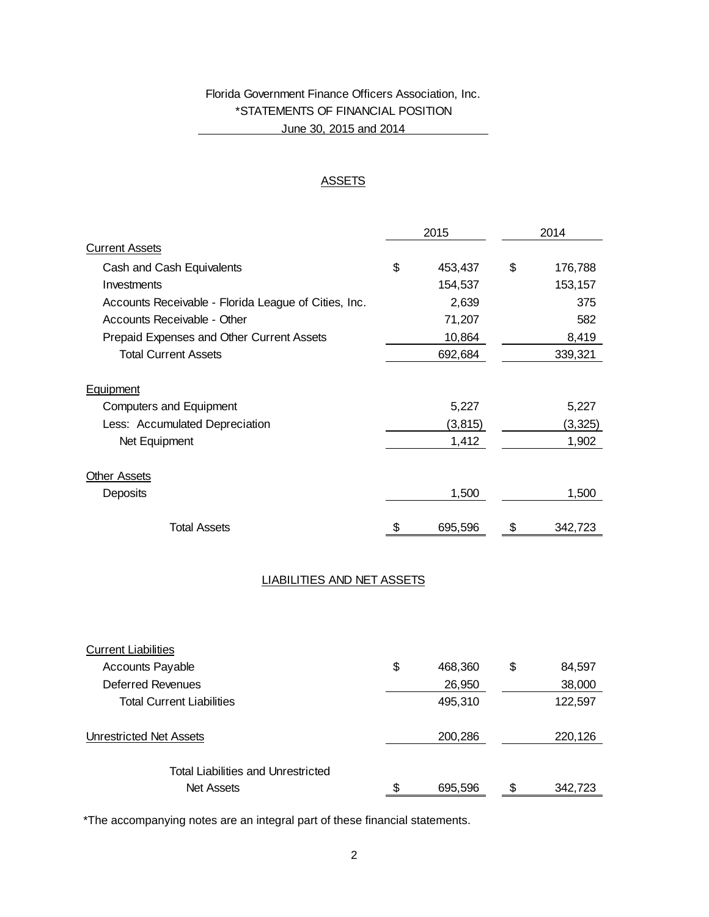Florida Government Finance Officers Association, Inc.

\*STATEMENTS OF FINANCIAL POSITION

June 30, 2015 and 2014

## ASSETS

| | 2015 | 2014 |
|---|---|---|
| **Current Assets** | | |
| Cash and Cash Equivalents | $ 453,437 | $ 176,788 |
| Investments | 154,537 | 153,157 |
| Accounts Receivable - Florida League of Cities, Inc. | 2,639 | 375 |
| Accounts Receivable - Other | 71,207 | 582 |
| Prepaid Expenses and Other Current Assets | 10,864 | 8,419 |
| Total Current Assets | 692,684 | 339,321 |
| **Equipment** | | |
| Computers and Equipment | 5,227 | 5,227 |
| Less: Accumulated Depreciation | (3,815) | (3,325) |
| Net Equipment | 1,412 | 1,902 |
| **Other Assets** | | |
| Deposits | 1,500 | 1,500 |
| Total Assets | $ 695,596 | $ 342,723 |

## LIABILITIES AND NET ASSETS

| | 2015 | 2014 |
|---|---|---|
| **Current Liabilities** | | |
| Accounts Payable | $ 468,360 | $ 84,597 |
| Deferred Revenues | 26,950 | 38,000 |
| Total Current Liabilities | 495,310 | 122,597 |
| **Unrestricted Net Assets** | 200,286 | 220,126 |
| Total Liabilities and Unrestricted Net Assets | $ 695,596 | $ 342,723 |

\*The accompanying notes are an integral part of these financial statements.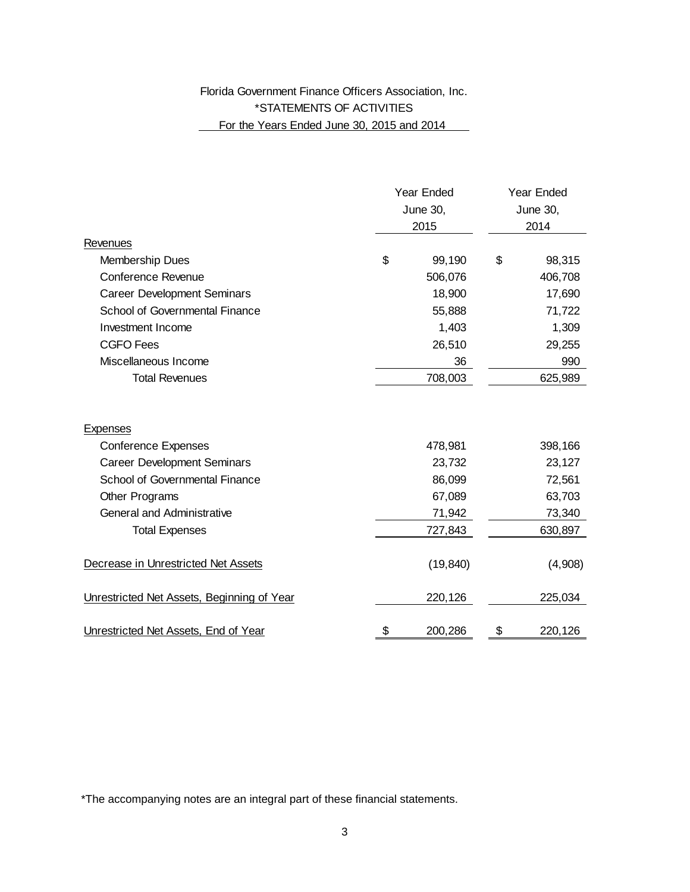Florida Government Finance Officers Association, Inc.
*STATEMENTS OF ACTIVITIES
For the Years Ended June 30, 2015 and 2014

| | Year Ended June 30, 2015 | Year Ended June 30, 2014 |
|---|---|---|
| Revenues | | |
| Membership Dues | $ 99,190 | $ 98,315 |
| Conference Revenue | 506,076 | 406,708 |
| Career Development Seminars | 18,900 | 17,690 |
| School of Governmental Finance | 55,888 | 71,722 |
| Investment Income | 1,403 | 1,309 |
| CGFO Fees | 26,510 | 29,255 |
| Miscellaneous Income | 36 | 990 |
| Total Revenues | 708,003 | 625,989 |
| Expenses | | |
| Conference Expenses | 478,981 | 398,166 |
| Career Development Seminars | 23,732 | 23,127 |
| School of Governmental Finance | 86,099 | 72,561 |
| Other Programs | 67,089 | 63,703 |
| General and Administrative | 71,942 | 73,340 |
| Total Expenses | 727,843 | 630,897 |
| Decrease in Unrestricted Net Assets | (19,840) | (4,908) |
| Unrestricted Net Assets, Beginning of Year | 220,126 | 225,034 |
| Unrestricted Net Assets, End of Year | $ 200,286 | $ 220,126 |

*The accompanying notes are an integral part of these financial statements.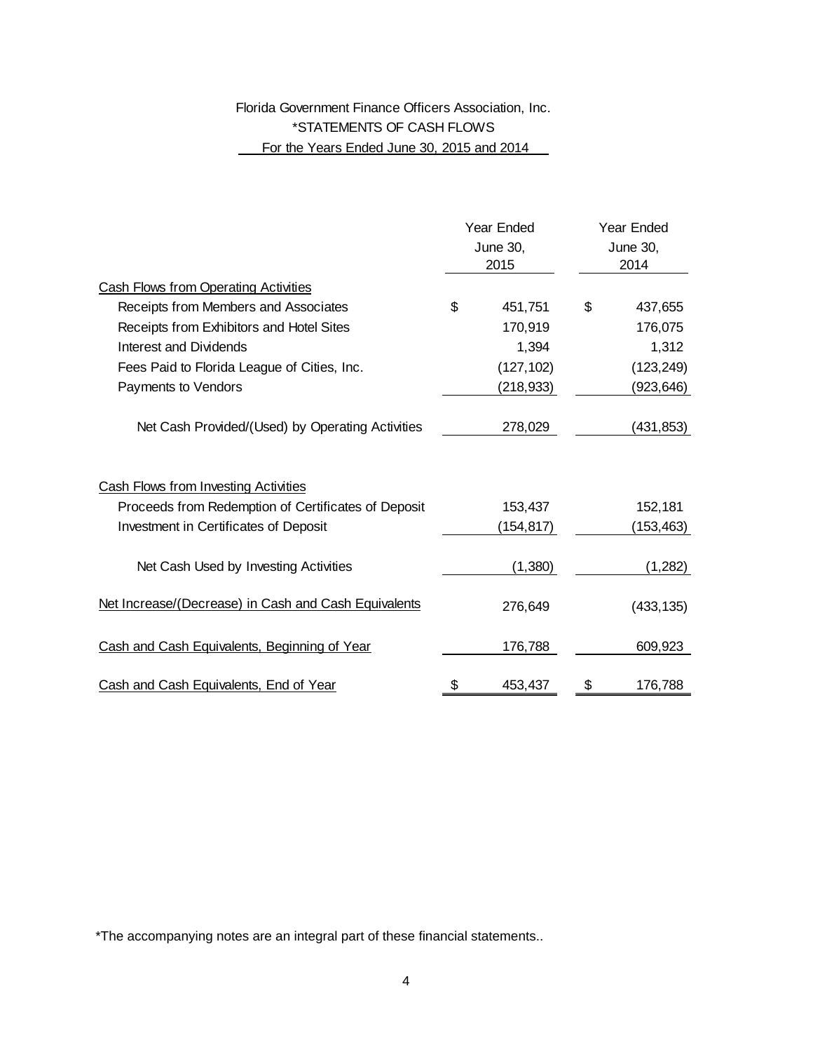Florida Government Finance Officers Association, Inc.

*STATEMENTS OF CASH FLOWS

For the Years Ended June 30, 2015 and 2014

| | Year Ended June 30, 2015 | Year Ended June 30, 2014 |
|---|---|---|
| Cash Flows from Operating Activities | | |
| Receipts from Members and Associates | $ 451,751 | $ 437,655 |
| Receipts from Exhibitors and Hotel Sites | 170,919 | 176,075 |
| Interest and Dividends | 1,394 | 1,312 |
| Fees Paid to Florida League of Cities, Inc. | (127,102) | (123,249) |
| Payments to Vendors | (218,933) | (923,646) |
| Net Cash Provided/(Used) by Operating Activities | 278,029 | (431,853) |
| Cash Flows from Investing Activities | | |
| Proceeds from Redemption of Certificates of Deposit | 153,437 | 152,181 |
| Investment in Certificates of Deposit | (154,817) | (153,463) |
| Net Cash Used by Investing Activities | (1,380) | (1,282) |
| Net Increase/(Decrease) in Cash and Cash Equivalents | 276,649 | (433,135) |
| Cash and Cash Equivalents, Beginning of Year | 176,788 | 609,923 |
| Cash and Cash Equivalents, End of Year | $ 453,437 | $ 176,788 |

*The accompanying notes are an integral part of these financial statements..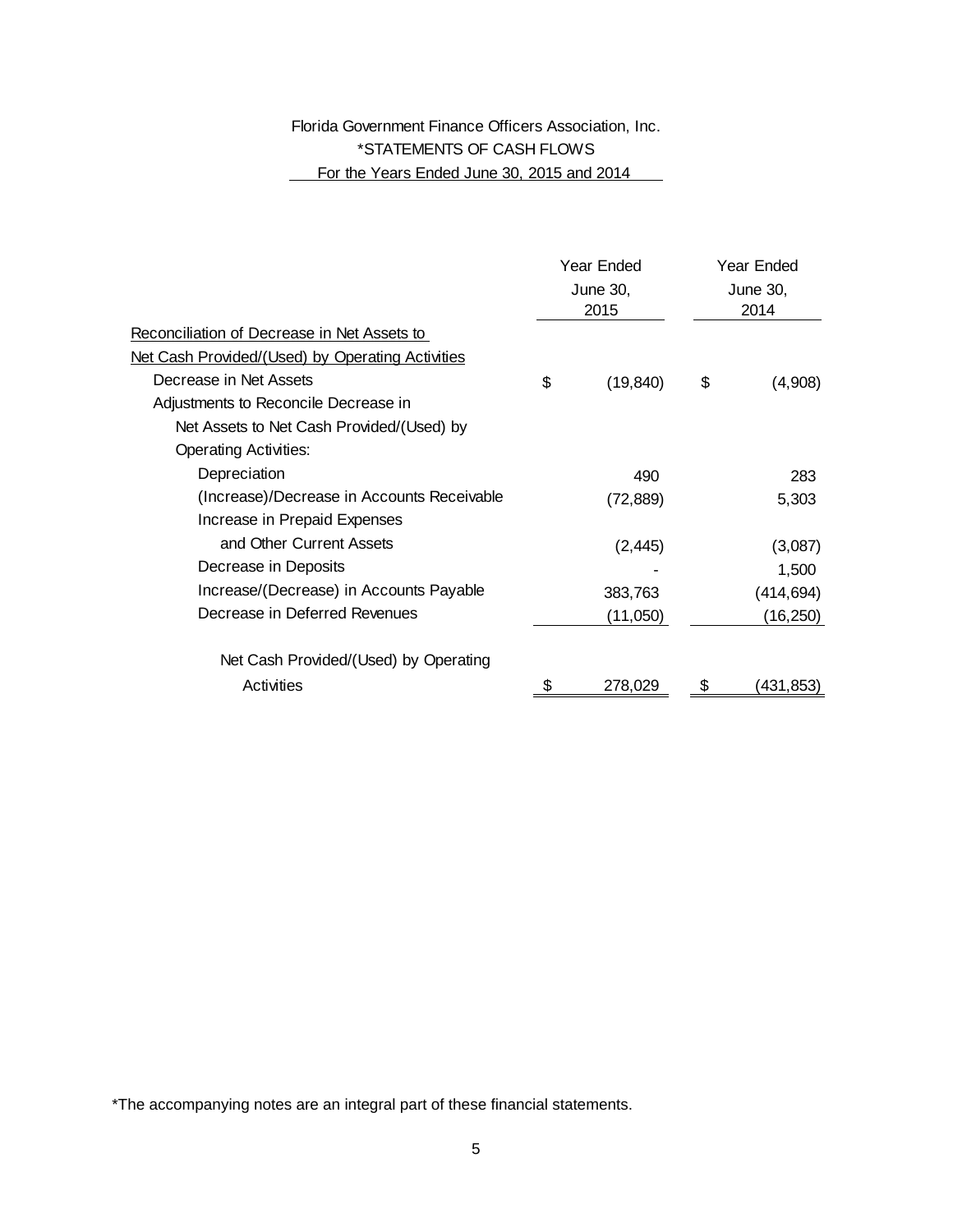# Florida Government Finance Officers Association, Inc.

## *STATEMENTS OF CASH FLOWS

### For the Years Ended June 30, 2015 and 2014

| | Year Ended June 30, 2015 | Year Ended June 30, 2014 |
|---|---|---|
| Reconciliation of Decrease in Net Assets to Net Cash Provided/(Used) by Operating Activities | | |
| Decrease in Net Assets | $ (19,840) | $ (4,908) |
| Adjustments to Reconcile Decrease in Net Assets to Net Cash Provided/(Used) by Operating Activities: | | |
| Depreciation | 490 | 283 |
| (Increase)/Decrease in Accounts Receivable | (72,889) | 5,303 |
| Increase in Prepaid Expenses and Other Current Assets | (2,445) | (3,087) |
| Decrease in Deposits | - | 1,500 |
| Increase/(Decrease) in Accounts Payable | 383,763 | (414,694) |
| Decrease in Deferred Revenues | (11,050) | (16,250) |
| Net Cash Provided/(Used) by Operating Activities | $ 278,029 | $ (431,853) |

*The accompanying notes are an integral part of these financial statements.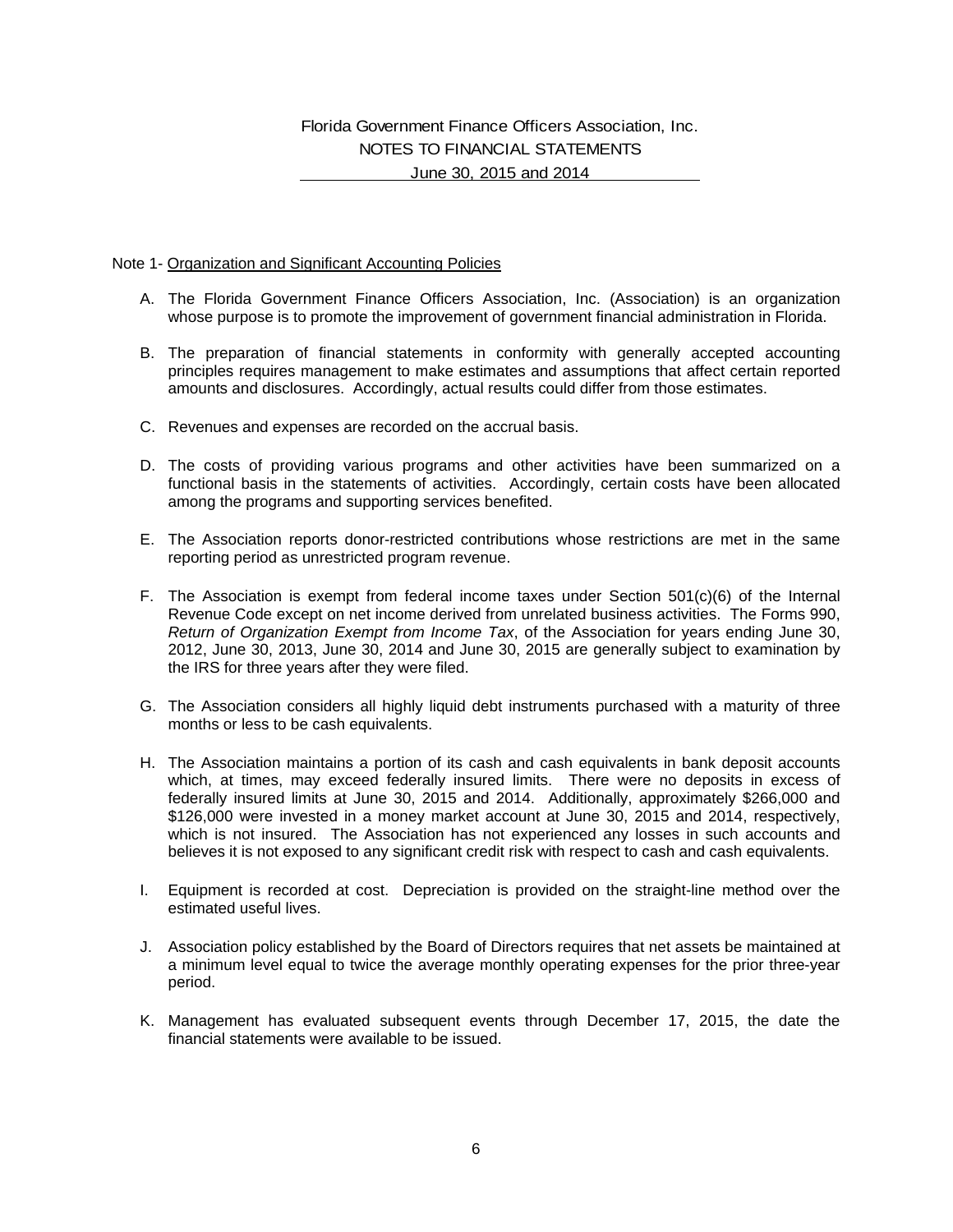# Florida Government Finance Officers Association, Inc.
## NOTES TO FINANCIAL STATEMENTS
### June 30, 2015 and 2014

Note 1- Organization and Significant Accounting Policies

A. The Florida Government Finance Officers Association, Inc. (Association) is an organization whose purpose is to promote the improvement of government financial administration in Florida.

B. The preparation of financial statements in conformity with generally accepted accounting principles requires management to make estimates and assumptions that affect certain reported amounts and disclosures. Accordingly, actual results could differ from those estimates.

C. Revenues and expenses are recorded on the accrual basis.

D. The costs of providing various programs and other activities have been summarized on a functional basis in the statements of activities. Accordingly, certain costs have been allocated among the programs and supporting services benefited.

E. The Association reports donor-restricted contributions whose restrictions are met in the same reporting period as unrestricted program revenue.

F. The Association is exempt from federal income taxes under Section 501(c)(6) of the Internal Revenue Code except on net income derived from unrelated business activities. The Forms 990, *Return of Organization Exempt from Income Tax*, of the Association for years ending June 30, 2012, June 30, 2013, June 30, 2014 and June 30, 2015 are generally subject to examination by the IRS for three years after they were filed.

G. The Association considers all highly liquid debt instruments purchased with a maturity of three months or less to be cash equivalents.

H. The Association maintains a portion of its cash and cash equivalents in bank deposit accounts which, at times, may exceed federally insured limits. There were no deposits in excess of federally insured limits at June 30, 2015 and 2014. Additionally, approximately $266,000 and $126,000 were invested in a money market account at June 30, 2015 and 2014, respectively, which is not insured. The Association has not experienced any losses in such accounts and believes it is not exposed to any significant credit risk with respect to cash and cash equivalents.

I. Equipment is recorded at cost. Depreciation is provided on the straight-line method over the estimated useful lives.

J. Association policy established by the Board of Directors requires that net assets be maintained at a minimum level equal to twice the average monthly operating expenses for the prior three-year period.

K. Management has evaluated subsequent events through December 17, 2015, the date the financial statements were available to be issued.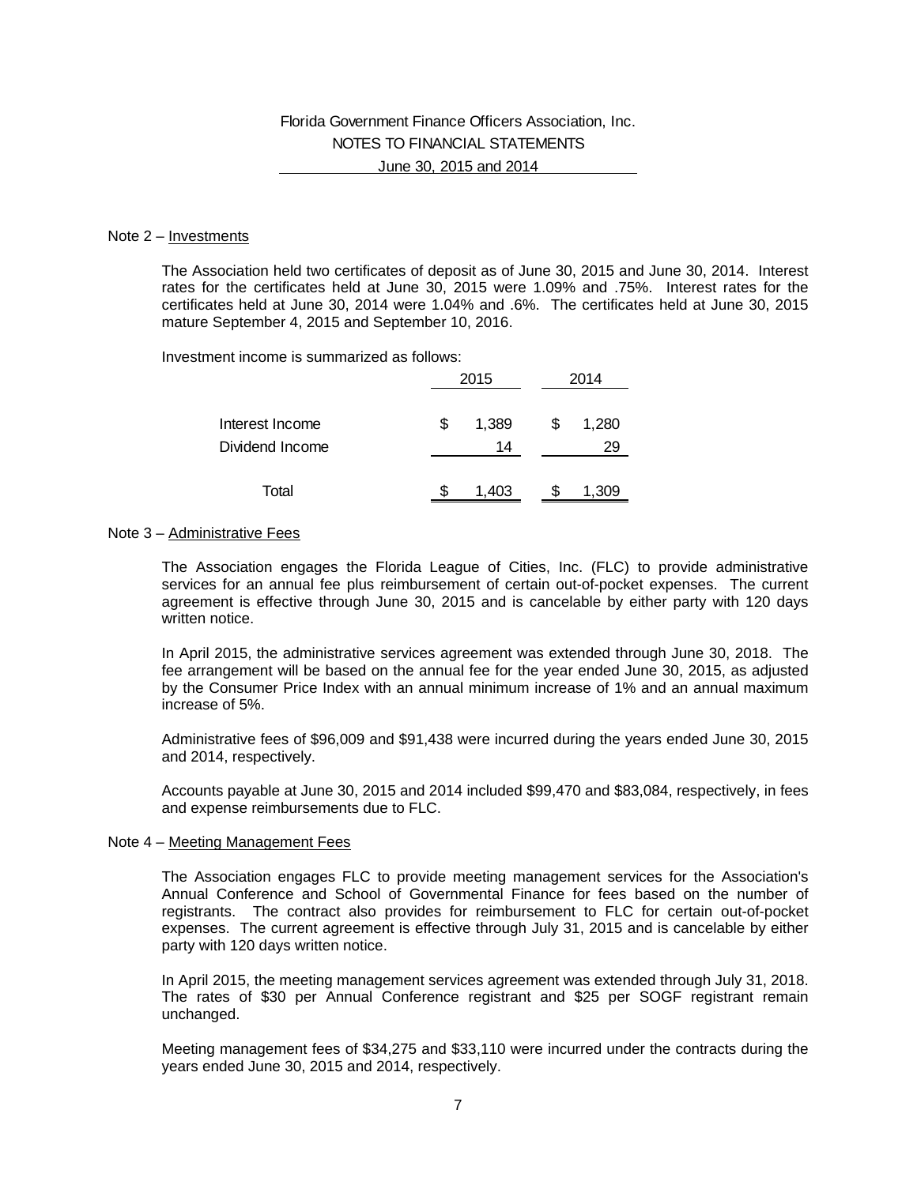Florida Government Finance Officers Association, Inc.
NOTES TO FINANCIAL STATEMENTS
June 30, 2015 and 2014

Note 2 – Investments

The Association held two certificates of deposit as of June 30, 2015 and June 30, 2014. Interest rates for the certificates held at June 30, 2015 were 1.09% and .75%. Interest rates for the certificates held at June 30, 2014 were 1.04% and .6%. The certificates held at June 30, 2015 mature September 4, 2015 and September 10, 2016.

Investment income is summarized as follows:

| | 2015 | 2014 |
|---|---|---|
| Interest Income | $ 1,389 | $ 1,280 |
| Dividend Income | 14 | 29 |
| Total | $ 1,403 | $ 1,309 |

Note 3 – Administrative Fees

The Association engages the Florida League of Cities, Inc. (FLC) to provide administrative services for an annual fee plus reimbursement of certain out-of-pocket expenses. The current agreement is effective through June 30, 2015 and is cancelable by either party with 120 days written notice.

In April 2015, the administrative services agreement was extended through June 30, 2018. The fee arrangement will be based on the annual fee for the year ended June 30, 2015, as adjusted by the Consumer Price Index with an annual minimum increase of 1% and an annual maximum increase of 5%.

Administrative fees of $96,009 and $91,438 were incurred during the years ended June 30, 2015 and 2014, respectively.

Accounts payable at June 30, 2015 and 2014 included $99,470 and $83,084, respectively, in fees and expense reimbursements due to FLC.

Note 4 – Meeting Management Fees

The Association engages FLC to provide meeting management services for the Association's Annual Conference and School of Governmental Finance for fees based on the number of registrants. The contract also provides for reimbursement to FLC for certain out-of-pocket expenses. The current agreement is effective through July 31, 2015 and is cancelable by either party with 120 days written notice.

In April 2015, the meeting management services agreement was extended through July 31, 2018. The rates of $30 per Annual Conference registrant and $25 per SOGF registrant remain unchanged.

Meeting management fees of $34,275 and $33,110 were incurred under the contracts during the years ended June 30, 2015 and 2014, respectively.